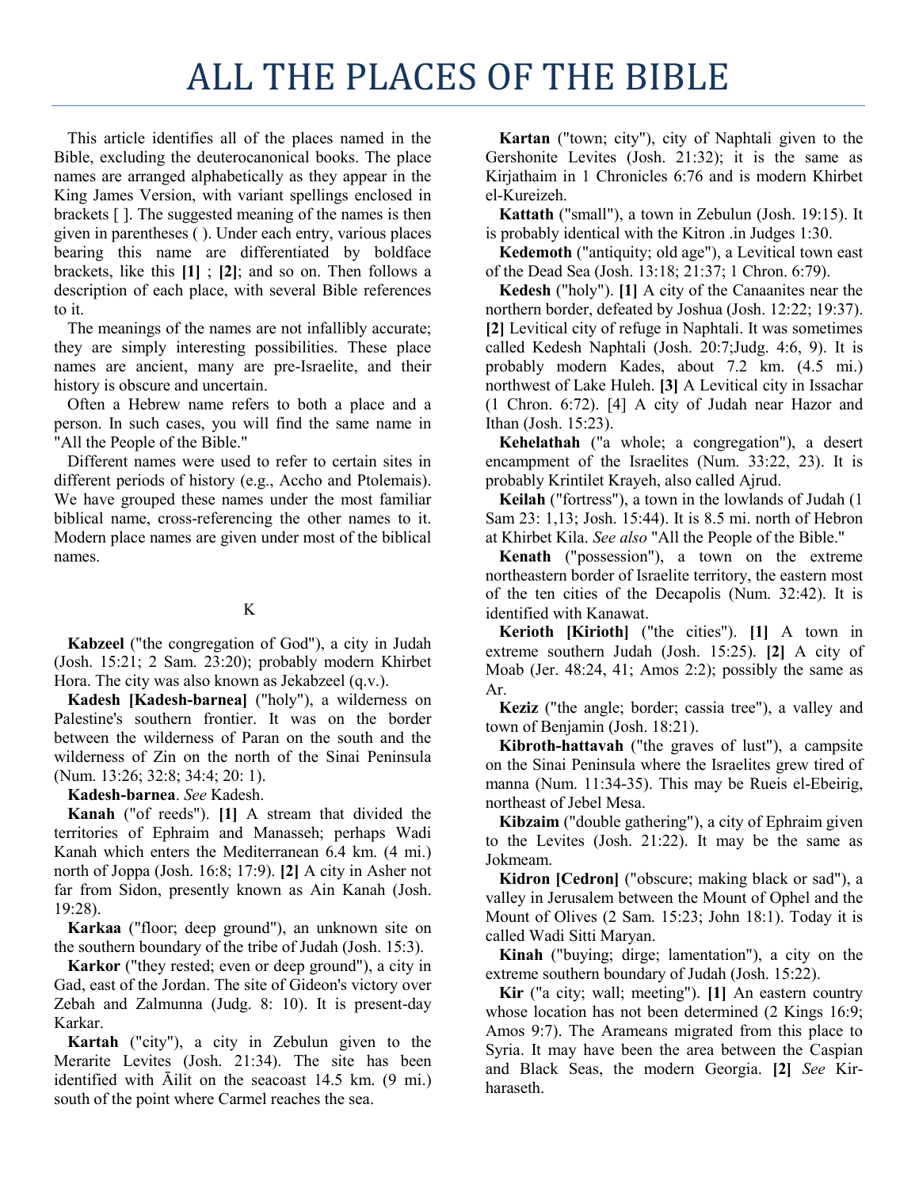# ALL THE PLACES OF THE BIBLE

This article identifies all of the places named in the Bible, excluding the deuterocanonical books. The place names are arranged alphabetically as they appear in the King James Version, with variant spellings enclosed in brackets [ ]. The suggested meaning of the names is then given in parentheses ( ). Under each entry, various places bearing this name are differentiated by boldface brackets, like this **[1]** ; **[2]**; and so on. Then follows a description of each place, with several Bible references to it.

The meanings of the names are not infallibly accurate; they are simply interesting possibilities. These place names are ancient, many are pre-Israelite, and their history is obscure and uncertain.

Often a Hebrew name refers to both a place and a person. In such cases, you will find the same name in "All the People of the Bible."

Different names were used to refer to certain sites in different periods of history (e.g., Accho and Ptolemais). We have grouped these names under the most familiar biblical name, cross-referencing the other names to it. Modern place names are given under most of the biblical names.

K

**Kabzeel** ("the congregation of God"), a city in Judah (Josh. 15:21; 2 Sam. 23:20); probably modern Khirbet Hora. The city was also known as Jekabzeel (q.v.).

**Kadesh [Kadesh-barnea]** ("holy"), a wilderness on Palestine's southern frontier. It was on the border between the wilderness of Paran on the south and the wilderness of Zin on the north of the Sinai Peninsula (Num. 13:26; 32:8; 34:4; 20: 1).

**Kadesh-barnea**. *See* Kadesh.

**Kanah** ("of reeds"). **[1]** A stream that divided the territories of Ephraim and Manasseh; perhaps Wadi Kanah which enters the Mediterranean 6.4 km. (4 mi.) north of Joppa (Josh. 16:8; 17:9). **[2]** A city in Asher not far from Sidon, presently known as Ain Kanah (Josh. 19:28).

**Karkaa** ("floor; deep ground"), an unknown site on the southern boundary of the tribe of Judah (Josh. 15:3).

**Karkor** ("they rested; even or deep ground"), a city in Gad, east of the Jordan. The site of Gideon's victory over Zebah and Zalmunna (Judg. 8: 10). It is present-day Karkar.

**Kartah** ("city"), a city in Zebulun given to the Merarite Levites (Josh. 21:34). The site has been identified with Āilit on the seacoast 14.5 km. (9 mi.) south of the point where Carmel reaches the sea.

**Kartan** ("town; city"), city of Naphtali given to the Gershonite Levites (Josh. 21:32); it is the same as Kirjathaim in 1 Chronicles 6:76 and is modern Khirbet el-Kureizeh.

**Kattath** ("small"), a town in Zebulun (Josh. 19:15). It is probably identical with the Kitron .in Judges 1:30.

**Kedemoth** ("antiquity; old age"), a Levitical town east of the Dead Sea (Josh. 13:18; 21:37; 1 Chron. 6:79).

**Kedesh** ("holy"). **[1]** A city of the Canaanites near the northern border, defeated by Joshua (Josh. 12:22; 19:37). **[2]** Levitical city of refuge in Naphtali. It was sometimes called Kedesh Naphtali (Josh. 20:7;Judg. 4:6, 9). It is probably modern Kades, about 7.2 km. (4.5 mi.) northwest of Lake Huleh. **[3]** A Levitical city in Issachar (1 Chron. 6:72). [4] A city of Judah near Hazor and Ithan (Josh. 15:23).

**Kehelathah** ("a whole; a congregation"), a desert encampment of the Israelites (Num. 33:22, 23). It is probably Krintilet Krayeh, also called Ajrud.

**Keilah** ("fortress"), a town in the lowlands of Judah (1 Sam 23: 1,13; Josh. 15:44). It is 8.5 mi. north of Hebron at Khirbet Kila. *See also* "All the People of the Bible."

**Kenath** ("possession"), a town on the extreme northeastern border of Israelite territory, the eastern most of the ten cities of the Decapolis (Num. 32:42). It is identified with Kanawat.

**Kerioth [Kirioth]** ("the cities"). **[1]** A town in extreme southern Judah (Josh. 15:25). **[2]** A city of Moab (Jer. 48:24, 41; Amos 2:2); possibly the same as Ar.

**Keziz** ("the angle; border; cassia tree"), a valley and town of Benjamin (Josh. 18:21).

**Kibroth-hattavah** ("the graves of lust"), a campsite on the Sinai Peninsula where the Israelites grew tired of manna (Num. 11:34-35). This may be Rueis el-Ebeirig, northeast of Jebel Mesa.

**Kibzaim** ("double gathering"), a city of Ephraim given to the Levites (Josh. 21:22). It may be the same as Jokmeam.

**Kidron [Cedron]** ("obscure; making black or sad"), a valley in Jerusalem between the Mount of Ophel and the Mount of Olives (2 Sam. 15:23; John 18:1). Today it is called Wadi Sitti Maryan.

**Kinah** ("buying; dirge; lamentation"), a city on the extreme southern boundary of Judah (Josh. 15:22).

**Kir** ("a city; wall; meeting"). **[1]** An eastern country whose location has not been determined (2 Kings 16:9; Amos 9:7). The Arameans migrated from this place to Syria. It may have been the area between the Caspian and Black Seas, the modern Georgia. **[2]** *See* Kir-haraseth.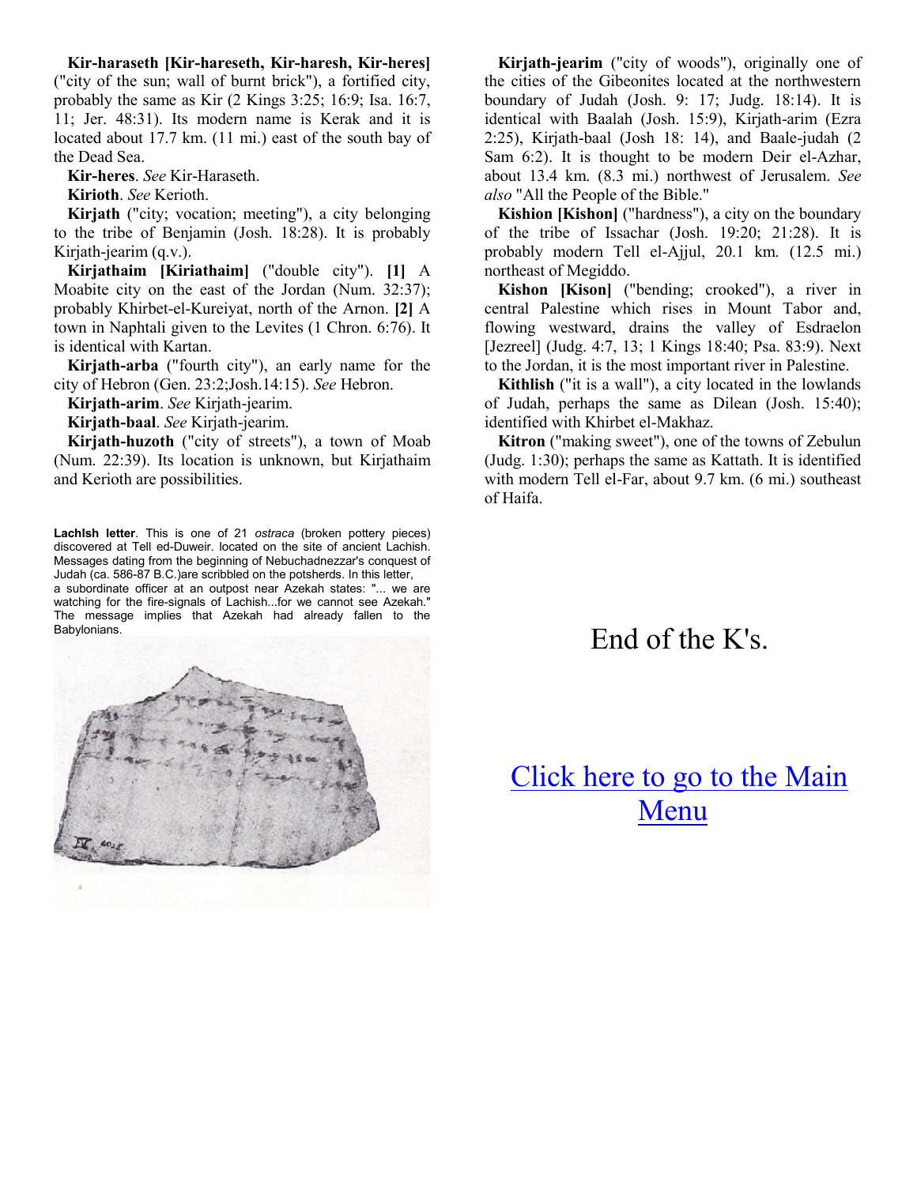**Kir-haraseth [Kir-hareseth, Kir-haresh, Kir-heres]** ("city of the sun; wall of burnt brick"), a fortified city, probably the same as Kir (2 Kings 3:25; 16:9; Isa. 16:7, 11; Jer. 48:31). Its modern name is Kerak and it is located about 17.7 km. (11 mi.) east of the south bay of the Dead Sea.

**Kir-heres**. *See* Kir-Haraseth.

**Kirioth**. *See* Kerioth.

**Kirjath** ("city; vocation; meeting"), a city belonging to the tribe of Benjamin (Josh. 18:28). It is probably Kirjath-jearim (q.v.).

**Kirjathaim [Kiriathaim]** ("double city"). **[1]** A Moabite city on the east of the Jordan (Num. 32:37); probably Khirbet-el-Kureiyat, north of the Arnon. **[2]** A town in Naphtali given to the Levites (1 Chron. 6:76). It is identical with Kartan.

**Kirjath-arba** ("fourth city"), an early name for the city of Hebron (Gen. 23:2;Josh.14:15). *See* Hebron.

**Kirjath-arim**. *See* Kirjath-jearim.

**Kirjath-baal**. *See* Kirjath-jearim.

**Kirjath-huzoth** ("city of streets"), a town of Moab (Num. 22:39). Its location is unknown, but Kirjathaim and Kerioth are possibilities.

**Lachlsh letter**. This is one of 21 *ostraca* (broken pottery pieces) discovered at Tell ed-Duweir. located on the site of ancient Lachish. Messages dating from the beginning of Nebuchadnezzar's conquest of Judah (ca. 586-87 B.C.)are scribbled on the potsherds. In this letter, a subordinate officer at an outpost near Azekah states: "... we are watching for the fire-signals of Lachish...for we cannot see Azekah." The message implies that Azekah had already fallen to the Babylonians.

**Kirjath-jearim** ("city of woods"), originally one of the cities of the Gibeonites located at the northwestern boundary of Judah (Josh. 9: 17; Judg. 18:14). It is identical with Baalah (Josh. 15:9), Kirjath-arim (Ezra 2:25), Kirjath-baal (Josh 18: 14), and Baale-judah (2 Sam 6:2). It is thought to be modern Deir el-Azhar, about 13.4 km. (8.3 mi.) northwest of Jerusalem. *See also* "All the People of the Bible."

**Kishion [Kishon]** ("hardness"), a city on the boundary of the tribe of Issachar (Josh. 19:20; 21:28). It is probably modern Tell el-Ajjul, 20.1 km. (12.5 mi.) northeast of Megiddo.

**Kishon [Kison]** ("bending; crooked"), a river in central Palestine which rises in Mount Tabor and, flowing westward, drains the valley of Esdraelon [Jezreel] (Judg. 4:7, 13; 1 Kings 18:40; Psa. 83:9). Next to the Jordan, it is the most important river in Palestine.

**Kithlish** ("it is a wall"), a city located in the lowlands of Judah, perhaps the same as Dilean (Josh. 15:40); identified with Khirbet el-Makhaz.

**Kitron** ("making sweet"), one of the towns of Zebulun (Judg. 1:30); perhaps the same as Kattath. It is identified with modern Tell el-Far, about 9.7 km. (6 mi.) southeast of Haifa.

End of the K's.

Click here to go to the Main Menu